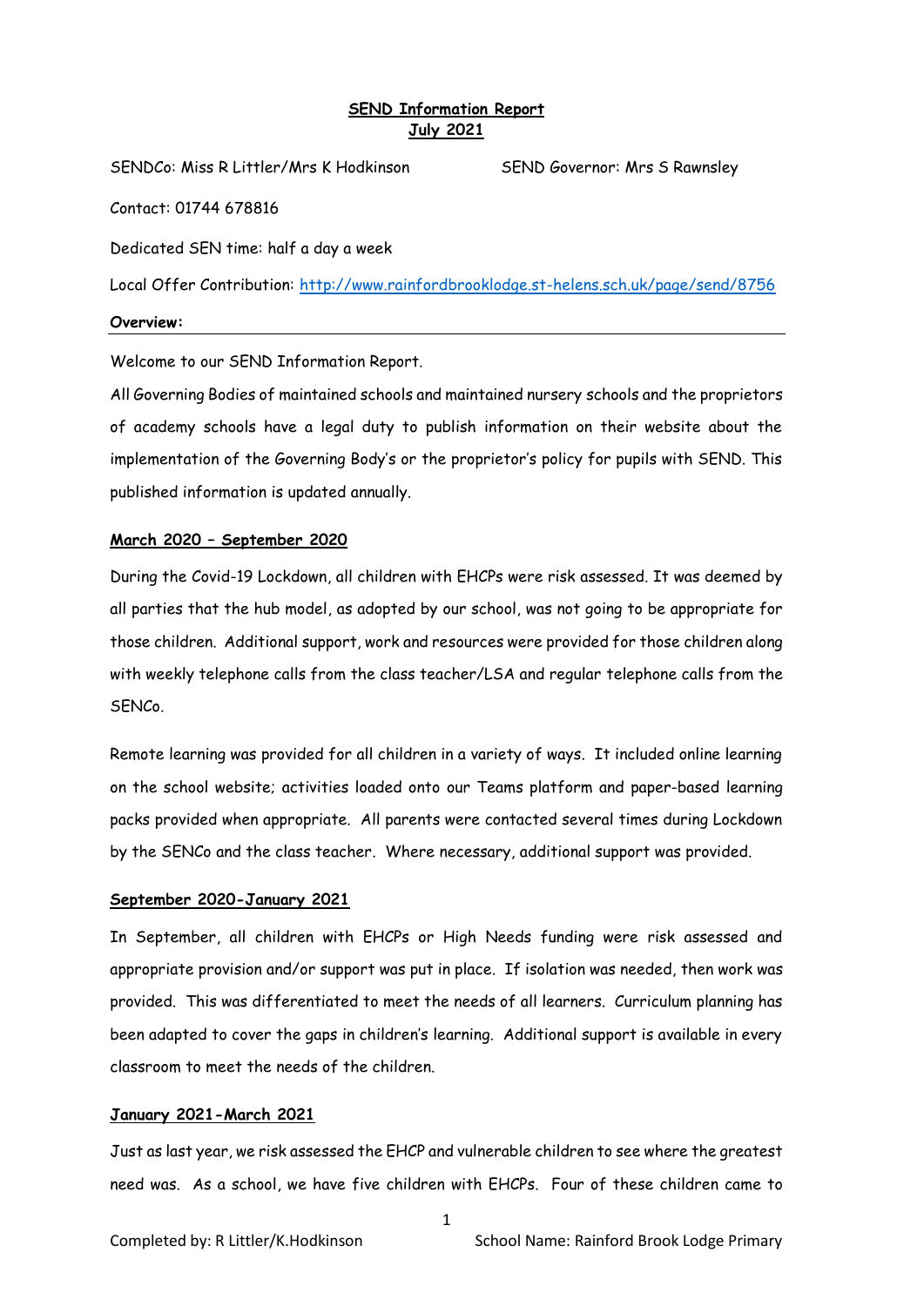# SEND Information Report
## July 2021

SENDCo: Miss R Littler/Mrs K Hodkinson

SEND Governor: Mrs S Rawnsley

Contact: 01744 678816

Dedicated SEN time: half a day a week

Local Offer Contribution: http://www.rainfordbrooklodge.st-helens.sch.uk/page/send/8756

**Overview:**

Welcome to our SEND Information Report.

All Governing Bodies of maintained schools and maintained nursery schools and the proprietors of academy schools have a legal duty to publish information on their website about the implementation of the Governing Body's or the proprietor's policy for pupils with SEND. This published information is updated annually.

### March 2020 – September 2020

During the Covid-19 Lockdown, all children with EHCPs were risk assessed. It was deemed by all parties that the hub model, as adopted by our school, was not going to be appropriate for those children. Additional support, work and resources were provided for those children along with weekly telephone calls from the class teacher/LSA and regular telephone calls from the SENCo.

Remote learning was provided for all children in a variety of ways. It included online learning on the school website; activities loaded onto our Teams platform and paper-based learning packs provided when appropriate. All parents were contacted several times during Lockdown by the SENCo and the class teacher. Where necessary, additional support was provided.

### September 2020-January 2021

In September, all children with EHCPs or High Needs funding were risk assessed and appropriate provision and/or support was put in place. If isolation was needed, then work was provided. This was differentiated to meet the needs of all learners. Curriculum planning has been adapted to cover the gaps in children's learning. Additional support is available in every classroom to meet the needs of the children.

### January 2021-March 2021

Just as last year, we risk assessed the EHCP and vulnerable children to see where the greatest need was. As a school, we have five children with EHCPs. Four of these children came to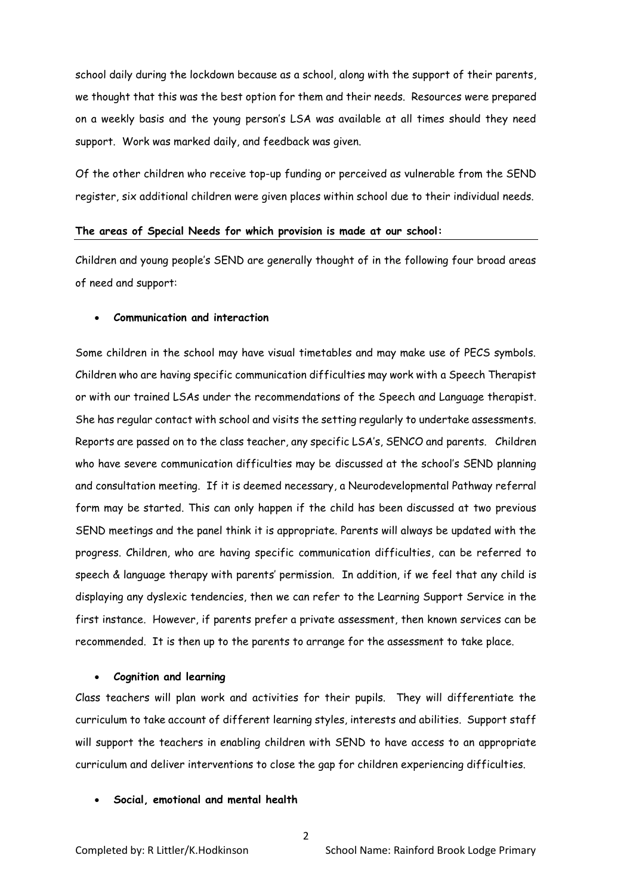school daily during the lockdown because as a school, along with the support of their parents, we thought that this was the best option for them and their needs. Resources were prepared on a weekly basis and the young person's LSA was available at all times should they need support. Work was marked daily, and feedback was given.

Of the other children who receive top-up funding or perceived as vulnerable from the SEND register, six additional children were given places within school due to their individual needs.

**The areas of Special Needs for which provision is made at our school:**

Children and young people's SEND are generally thought of in the following four broad areas of need and support:

- **Communication and interaction**

Some children in the school may have visual timetables and may make use of PECS symbols. Children who are having specific communication difficulties may work with a Speech Therapist or with our trained LSAs under the recommendations of the Speech and Language therapist. She has regular contact with school and visits the setting regularly to undertake assessments. Reports are passed on to the class teacher, any specific LSA's, SENCO and parents. Children who have severe communication difficulties may be discussed at the school's SEND planning and consultation meeting. If it is deemed necessary, a Neurodevelopmental Pathway referral form may be started. This can only happen if the child has been discussed at two previous SEND meetings and the panel think it is appropriate. Parents will always be updated with the progress. Children, who are having specific communication difficulties, can be referred to speech & language therapy with parents' permission. In addition, if we feel that any child is displaying any dyslexic tendencies, then we can refer to the Learning Support Service in the first instance. However, if parents prefer a private assessment, then known services can be recommended. It is then up to the parents to arrange for the assessment to take place.

- **Cognition and learning**

Class teachers will plan work and activities for their pupils. They will differentiate the curriculum to take account of different learning styles, interests and abilities. Support staff will support the teachers in enabling children with SEND to have access to an appropriate curriculum and deliver interventions to close the gap for children experiencing difficulties.

- **Social, emotional and mental health**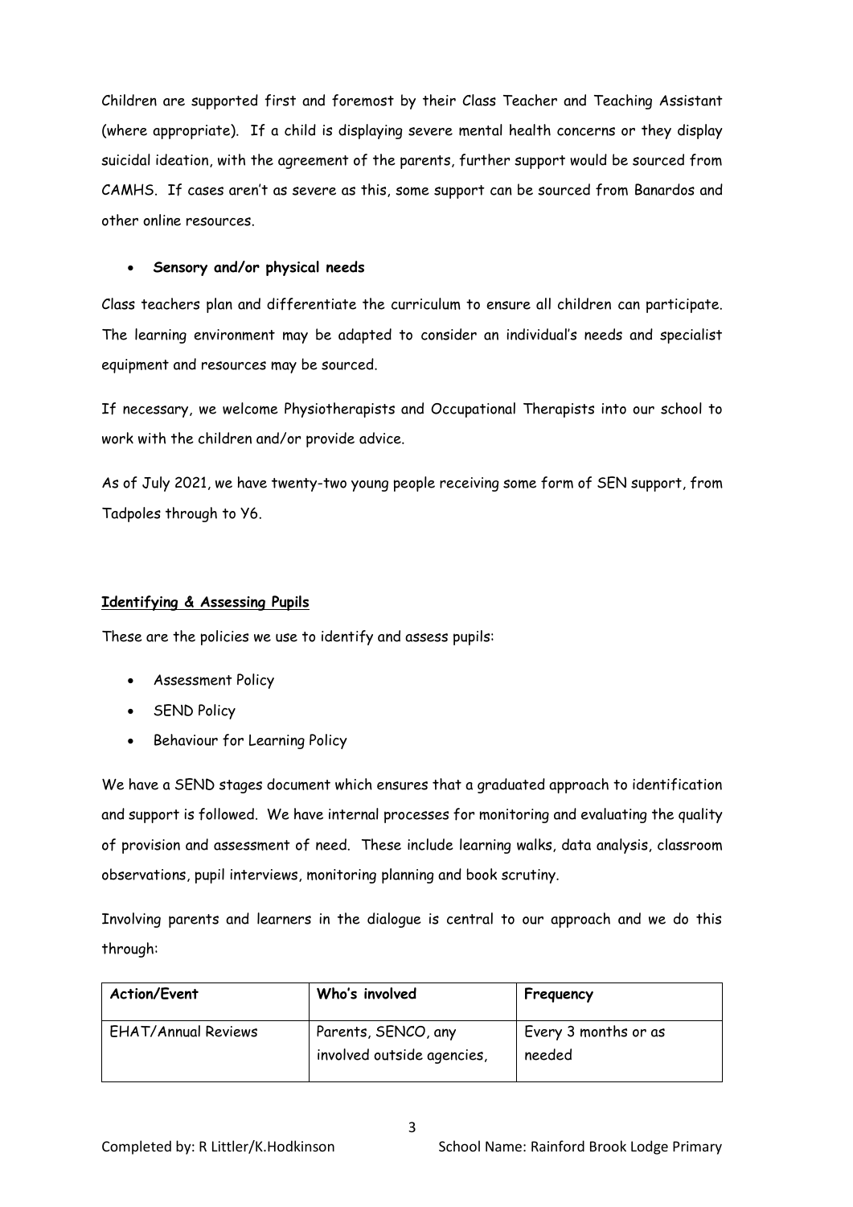Children are supported first and foremost by their Class Teacher and Teaching Assistant (where appropriate). If a child is displaying severe mental health concerns or they display suicidal ideation, with the agreement of the parents, further support would be sourced from CAMHS. If cases aren't as severe as this, some support can be sourced from Banardos and other online resources.

- **Sensory and/or physical needs**

Class teachers plan and differentiate the curriculum to ensure all children can participate. The learning environment may be adapted to consider an individual's needs and specialist equipment and resources may be sourced.

If necessary, we welcome Physiotherapists and Occupational Therapists into our school to work with the children and/or provide advice.

As of July 2021, we have twenty-two young people receiving some form of SEN support, from Tadpoles through to Y6.

**Identifying & Assessing Pupils**

These are the policies we use to identify and assess pupils:

- Assessment Policy
- SEND Policy
- Behaviour for Learning Policy

We have a SEND stages document which ensures that a graduated approach to identification and support is followed. We have internal processes for monitoring and evaluating the quality of provision and assessment of need. These include learning walks, data analysis, classroom observations, pupil interviews, monitoring planning and book scrutiny.

Involving parents and learners in the dialogue is central to our approach and we do this through:

| Action/Event | Who's involved | Frequency |
|---|---|---|
| EHAT/Annual Reviews | Parents, SENCO, any involved outside agencies, | Every 3 months or as needed |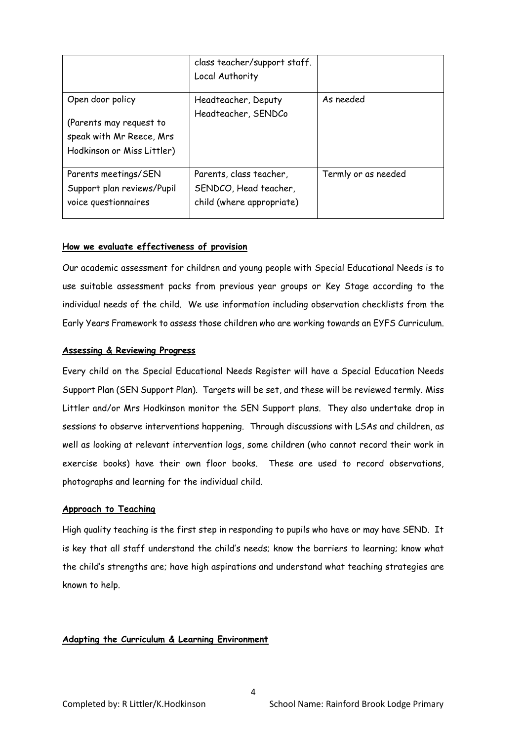| | class teacher/support staff. Local Authority | |
|---|---|---|
| Open door policy<br><br>(Parents may request to speak with Mr Reece, Mrs Hodkinson or Miss Littler) | Headteacher, Deputy Headteacher, SENDCo | As needed |
| Parents meetings/SEN Support plan reviews/Pupil voice questionnaires | Parents, class teacher, SENDCO, Head teacher, child (where appropriate) | Termly or as needed |

**How we evaluate effectiveness of provision**

Our academic assessment for children and young people with Special Educational Needs is to use suitable assessment packs from previous year groups or Key Stage according to the individual needs of the child. We use information including observation checklists from the Early Years Framework to assess those children who are working towards an EYFS Curriculum.

**Assessing & Reviewing Progress**

Every child on the Special Educational Needs Register will have a Special Education Needs Support Plan (SEN Support Plan). Targets will be set, and these will be reviewed termly. Miss Littler and/or Mrs Hodkinson monitor the SEN Support plans. They also undertake drop in sessions to observe interventions happening. Through discussions with LSAs and children, as well as looking at relevant intervention logs, some children (who cannot record their work in exercise books) have their own floor books. These are used to record observations, photographs and learning for the individual child.

**Approach to Teaching**

High quality teaching is the first step in responding to pupils who have or may have SEND. It is key that all staff understand the child's needs; know the barriers to learning; know what the child's strengths are; have high aspirations and understand what teaching strategies are known to help.

**Adapting the Curriculum & Learning Environment**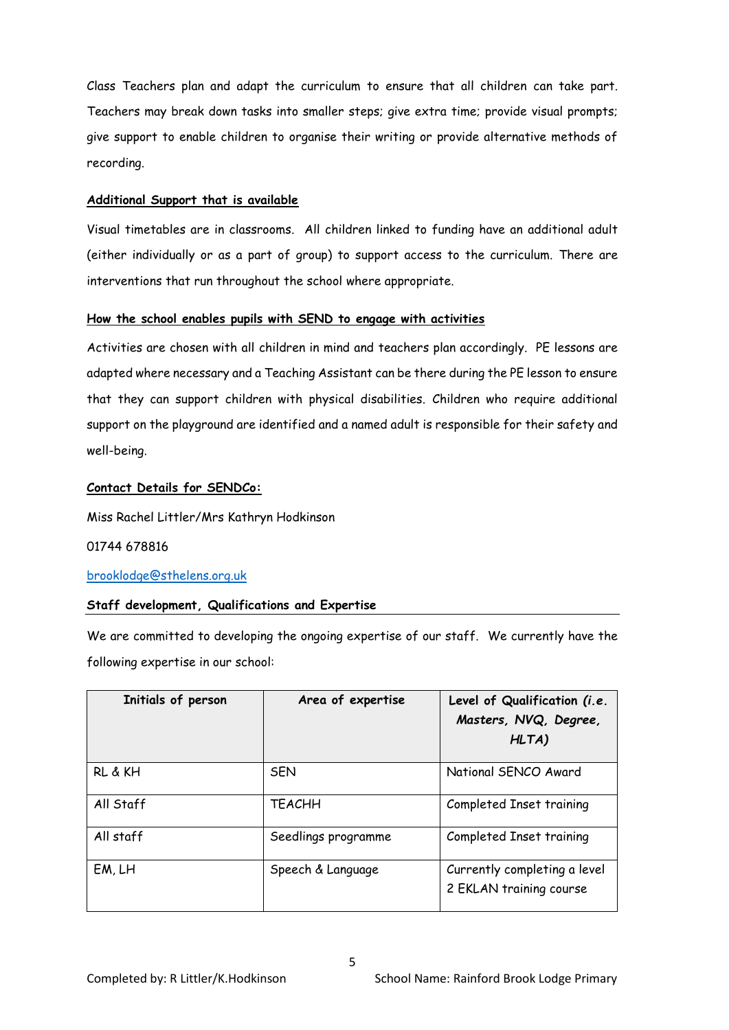Class Teachers plan and adapt the curriculum to ensure that all children can take part. Teachers may break down tasks into smaller steps; give extra time; provide visual prompts; give support to enable children to organise their writing or provide alternative methods of recording.

**Additional Support that is available**

Visual timetables are in classrooms. All children linked to funding have an additional adult (either individually or as a part of group) to support access to the curriculum. There are interventions that run throughout the school where appropriate.

**How the school enables pupils with SEND to engage with activities**

Activities are chosen with all children in mind and teachers plan accordingly. PE lessons are adapted where necessary and a Teaching Assistant can be there during the PE lesson to ensure that they can support children with physical disabilities. Children who require additional support on the playground are identified and a named adult is responsible for their safety and well-being.

**Contact Details for SENDCo:**

Miss Rachel Littler/Mrs Kathryn Hodkinson

01744 678816

brooklodge@sthelens.org.uk

**Staff development, Qualifications and Expertise**

We are committed to developing the ongoing expertise of our staff. We currently have the following expertise in our school:

| Initials of person | Area of expertise | Level of Qualification *(i.e. Masters, NVQ, Degree, HLTA)* |
|---|---|---|
| RL & KH | SEN | National SENCO Award |
| All Staff | TEACHH | Completed Inset training |
| All staff | Seedlings programme | Completed Inset training |
| EM, LH | Speech & Language | Currently completing a level 2 EKLAN training course |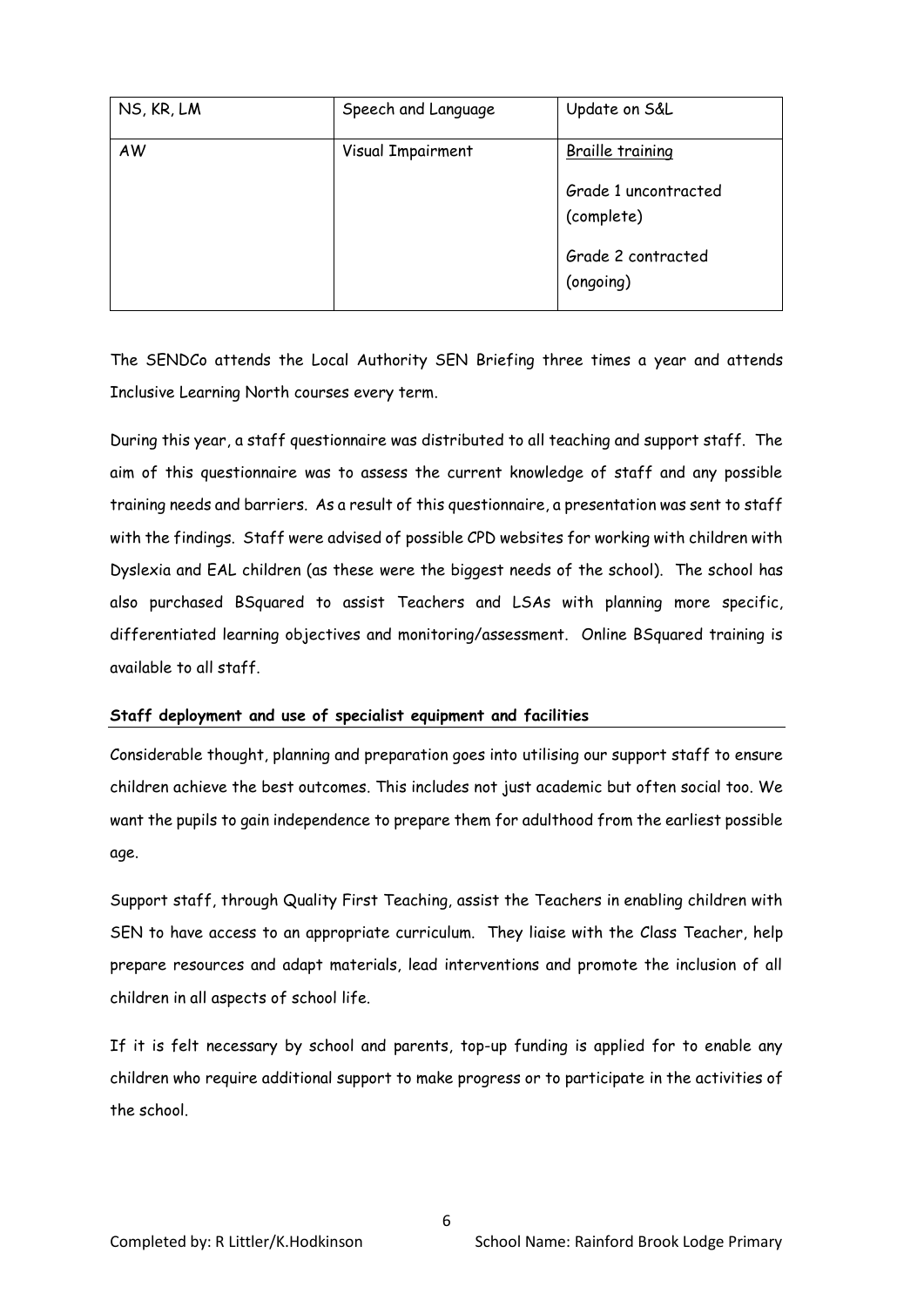| NS, KR, LM | Speech and Language | Update on S&L |
|---|---|---|
| AW | Visual Impairment | Braille training<br><br>Grade 1 uncontracted (complete)<br><br>Grade 2 contracted (ongoing) |

The SENDCo attends the Local Authority SEN Briefing three times a year and attends Inclusive Learning North courses every term.

During this year, a staff questionnaire was distributed to all teaching and support staff. The aim of this questionnaire was to assess the current knowledge of staff and any possible training needs and barriers. As a result of this questionnaire, a presentation was sent to staff with the findings. Staff were advised of possible CPD websites for working with children with Dyslexia and EAL children (as these were the biggest needs of the school). The school has also purchased BSquared to assist Teachers and LSAs with planning more specific, differentiated learning objectives and monitoring/assessment. Online BSquared training is available to all staff.

**Staff deployment and use of specialist equipment and facilities**

Considerable thought, planning and preparation goes into utilising our support staff to ensure children achieve the best outcomes. This includes not just academic but often social too. We want the pupils to gain independence to prepare them for adulthood from the earliest possible age.

Support staff, through Quality First Teaching, assist the Teachers in enabling children with SEN to have access to an appropriate curriculum. They liaise with the Class Teacher, help prepare resources and adapt materials, lead interventions and promote the inclusion of all children in all aspects of school life.

If it is felt necessary by school and parents, top-up funding is applied for to enable any children who require additional support to make progress or to participate in the activities of the school.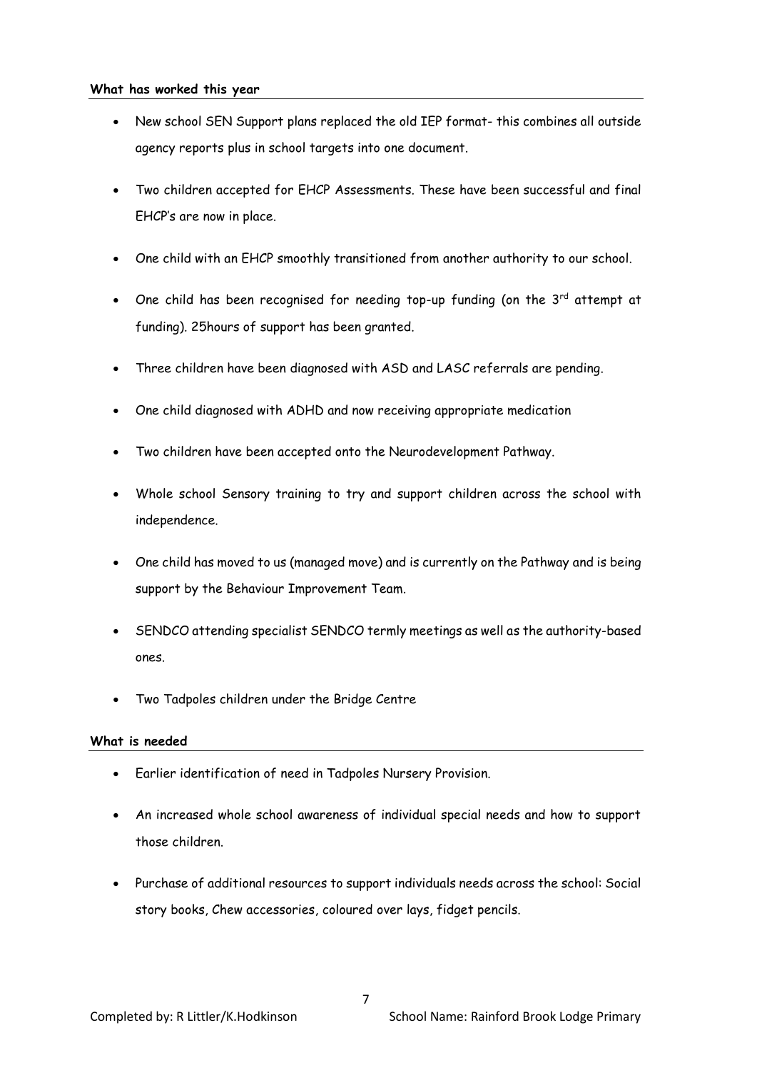**What has worked this year**

- New school SEN Support plans replaced the old IEP format- this combines all outside agency reports plus in school targets into one document.
- Two children accepted for EHCP Assessments. These have been successful and final EHCP's are now in place.
- One child with an EHCP smoothly transitioned from another authority to our school.
- One child has been recognised for needing top-up funding (on the 3rd attempt at funding). 25hours of support has been granted.
- Three children have been diagnosed with ASD and LASC referrals are pending.
- One child diagnosed with ADHD and now receiving appropriate medication
- Two children have been accepted onto the Neurodevelopment Pathway.
- Whole school Sensory training to try and support children across the school with independence.
- One child has moved to us (managed move) and is currently on the Pathway and is being support by the Behaviour Improvement Team.
- SENDCO attending specialist SENDCO termly meetings as well as the authority-based ones.
- Two Tadpoles children under the Bridge Centre

**What is needed**

- Earlier identification of need in Tadpoles Nursery Provision.
- An increased whole school awareness of individual special needs and how to support those children.
- Purchase of additional resources to support individuals needs across the school: Social story books, Chew accessories, coloured over lays, fidget pencils.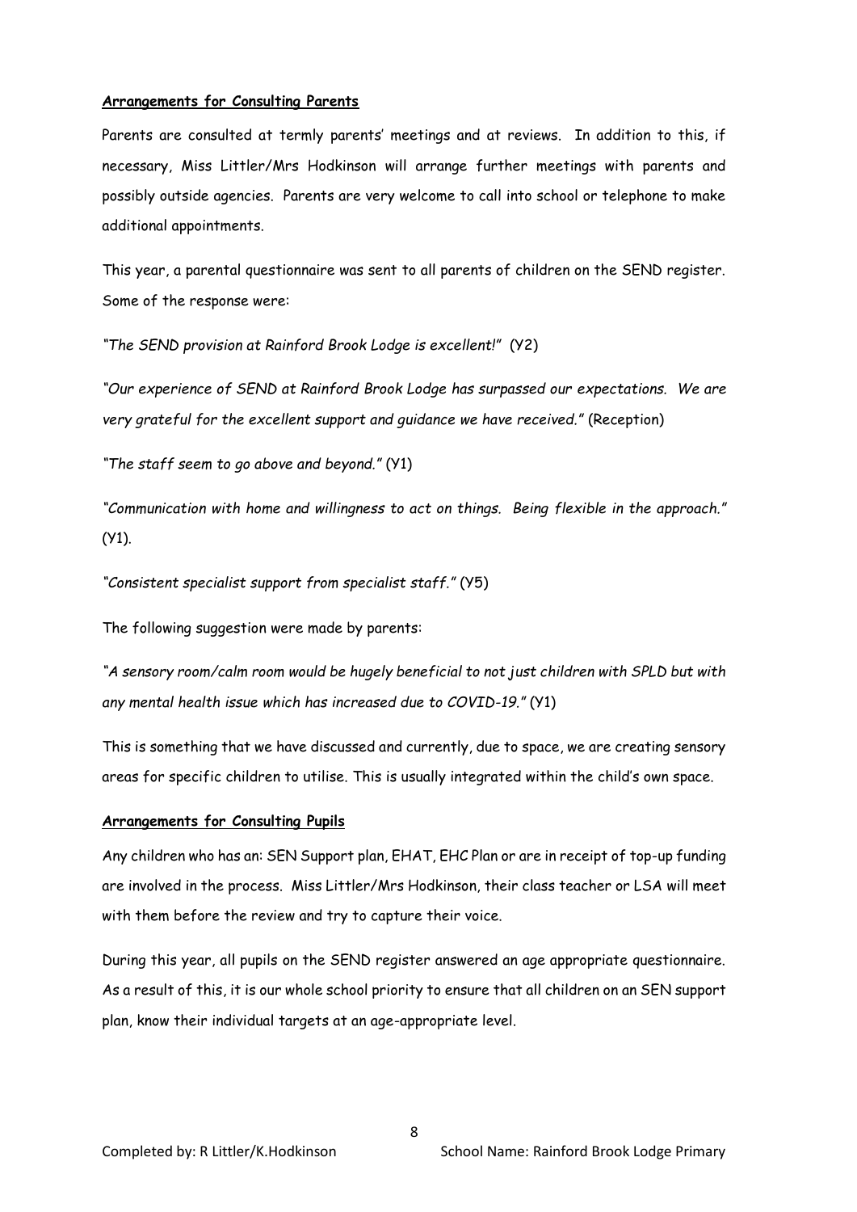**Arrangements for Consulting Parents**

Parents are consulted at termly parents' meetings and at reviews. In addition to this, if necessary, Miss Littler/Mrs Hodkinson will arrange further meetings with parents and possibly outside agencies. Parents are very welcome to call into school or telephone to make additional appointments.

This year, a parental questionnaire was sent to all parents of children on the SEND register. Some of the response were:

*"The SEND provision at Rainford Brook Lodge is excellent!"* (Y2)

*"Our experience of SEND at Rainford Brook Lodge has surpassed our expectations. We are very grateful for the excellent support and guidance we have received."* (Reception)

*"The staff seem to go above and beyond."* (Y1)

*"Communication with home and willingness to act on things. Being flexible in the approach."* (Y1).

*"Consistent specialist support from specialist staff."* (Y5)

The following suggestion were made by parents:

*"A sensory room/calm room would be hugely beneficial to not just children with SPLD but with any mental health issue which has increased due to COVID-19."* (Y1)

This is something that we have discussed and currently, due to space, we are creating sensory areas for specific children to utilise. This is usually integrated within the child's own space.

**Arrangements for Consulting Pupils**

Any children who has an: SEN Support plan, EHAT, EHC Plan or are in receipt of top-up funding are involved in the process. Miss Littler/Mrs Hodkinson, their class teacher or LSA will meet with them before the review and try to capture their voice.

During this year, all pupils on the SEND register answered an age appropriate questionnaire. As a result of this, it is our whole school priority to ensure that all children on an SEN support plan, know their individual targets at an age-appropriate level.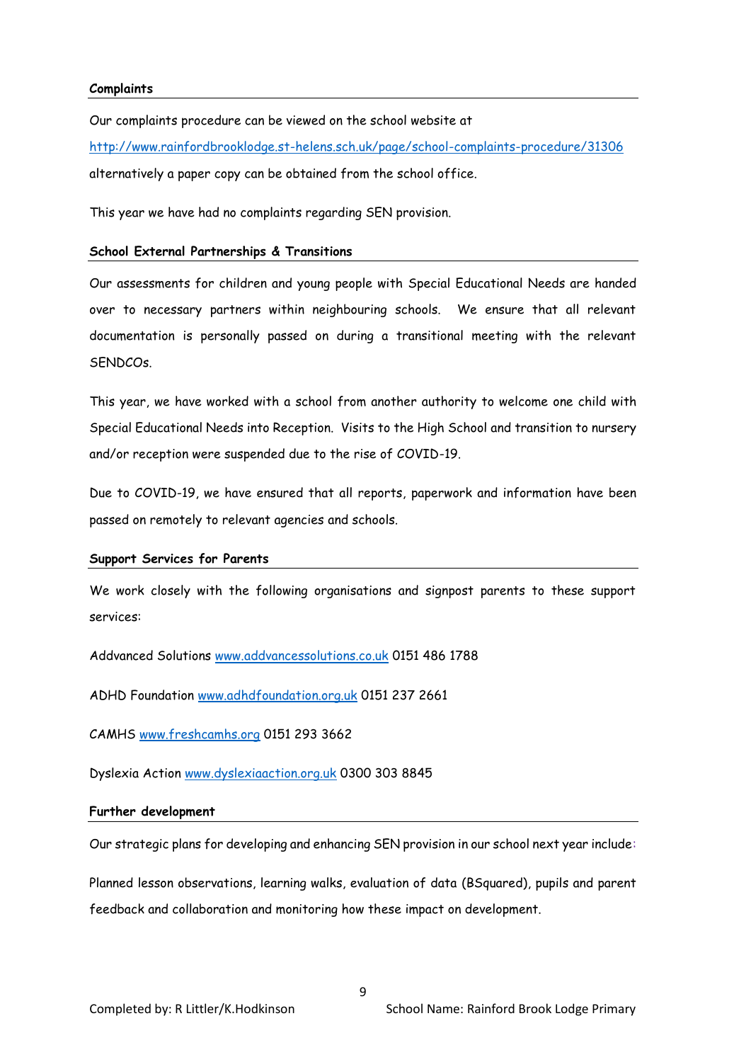## Complaints

Our complaints procedure can be viewed on the school website at http://www.rainfordbrooklodge.st-helens.sch.uk/page/school-complaints-procedure/31306 alternatively a paper copy can be obtained from the school office.

This year we have had no complaints regarding SEN provision.

## School External Partnerships & Transitions

Our assessments for children and young people with Special Educational Needs are handed over to necessary partners within neighbouring schools. We ensure that all relevant documentation is personally passed on during a transitional meeting with the relevant SENDCOs.

This year, we have worked with a school from another authority to welcome one child with Special Educational Needs into Reception. Visits to the High School and transition to nursery and/or reception were suspended due to the rise of COVID-19.

Due to COVID-19, we have ensured that all reports, paperwork and information have been passed on remotely to relevant agencies and schools.

## Support Services for Parents

We work closely with the following organisations and signpost parents to these support services:

Addvanced Solutions www.addvancessolutions.co.uk 0151 486 1788

ADHD Foundation www.adhdfoundation.org.uk 0151 237 2661

CAMHS www.freshcamhs.org 0151 293 3662

Dyslexia Action www.dyslexiaaction.org.uk 0300 303 8845

## Further development

Our strategic plans for developing and enhancing SEN provision in our school next year include:

Planned lesson observations, learning walks, evaluation of data (BSquared), pupils and parent feedback and collaboration and monitoring how these impact on development.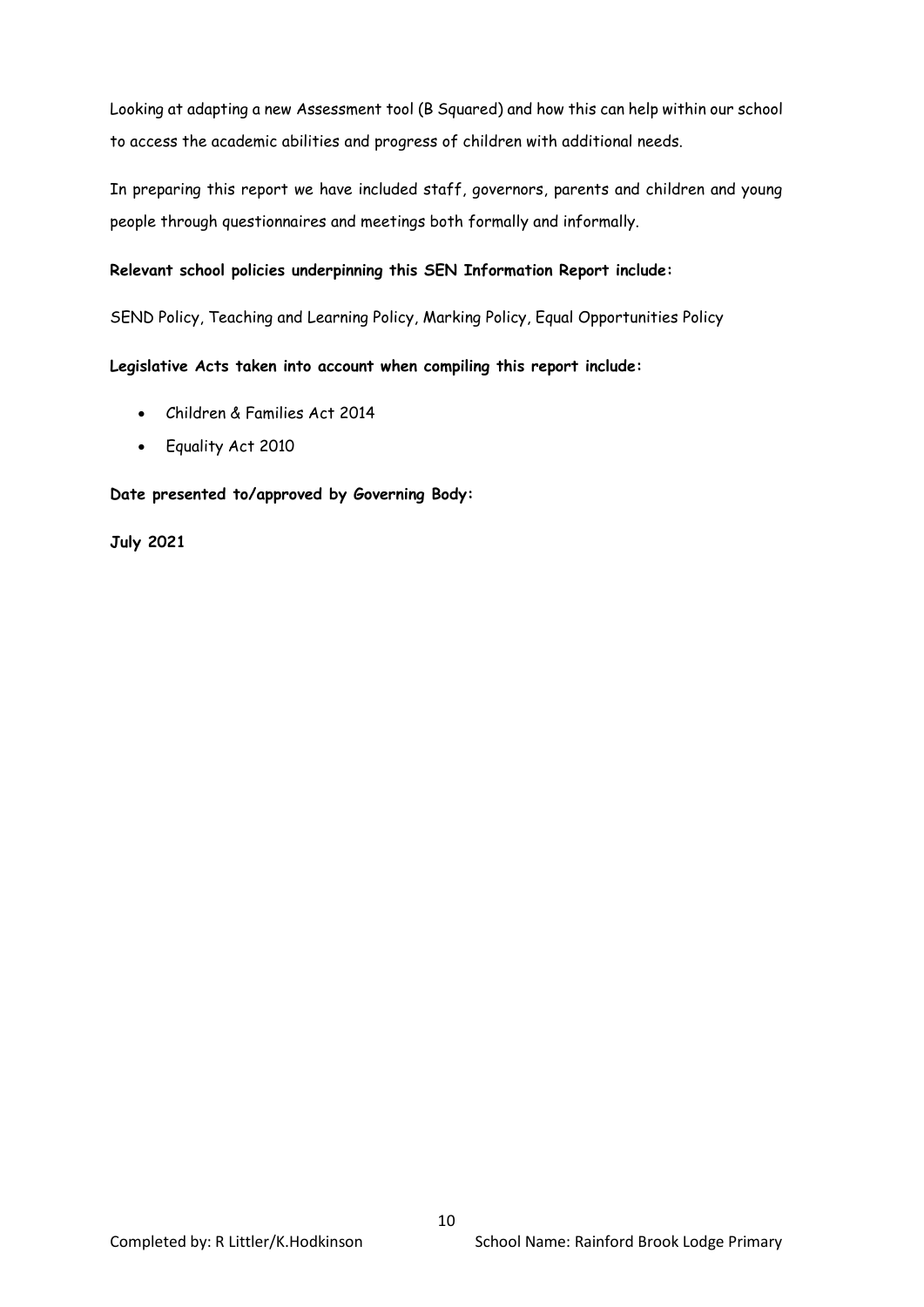Looking at adapting a new Assessment tool (B Squared) and how this can help within our school to access the academic abilities and progress of children with additional needs.

In preparing this report we have included staff, governors, parents and children and young people through questionnaires and meetings both formally and informally.

**Relevant school policies underpinning this SEN Information Report include:**

SEND Policy, Teaching and Learning Policy, Marking Policy, Equal Opportunities Policy

**Legislative Acts taken into account when compiling this report include:**

- Children & Families Act 2014
- Equality Act 2010

**Date presented to/approved by Governing Body:**

**July 2021**